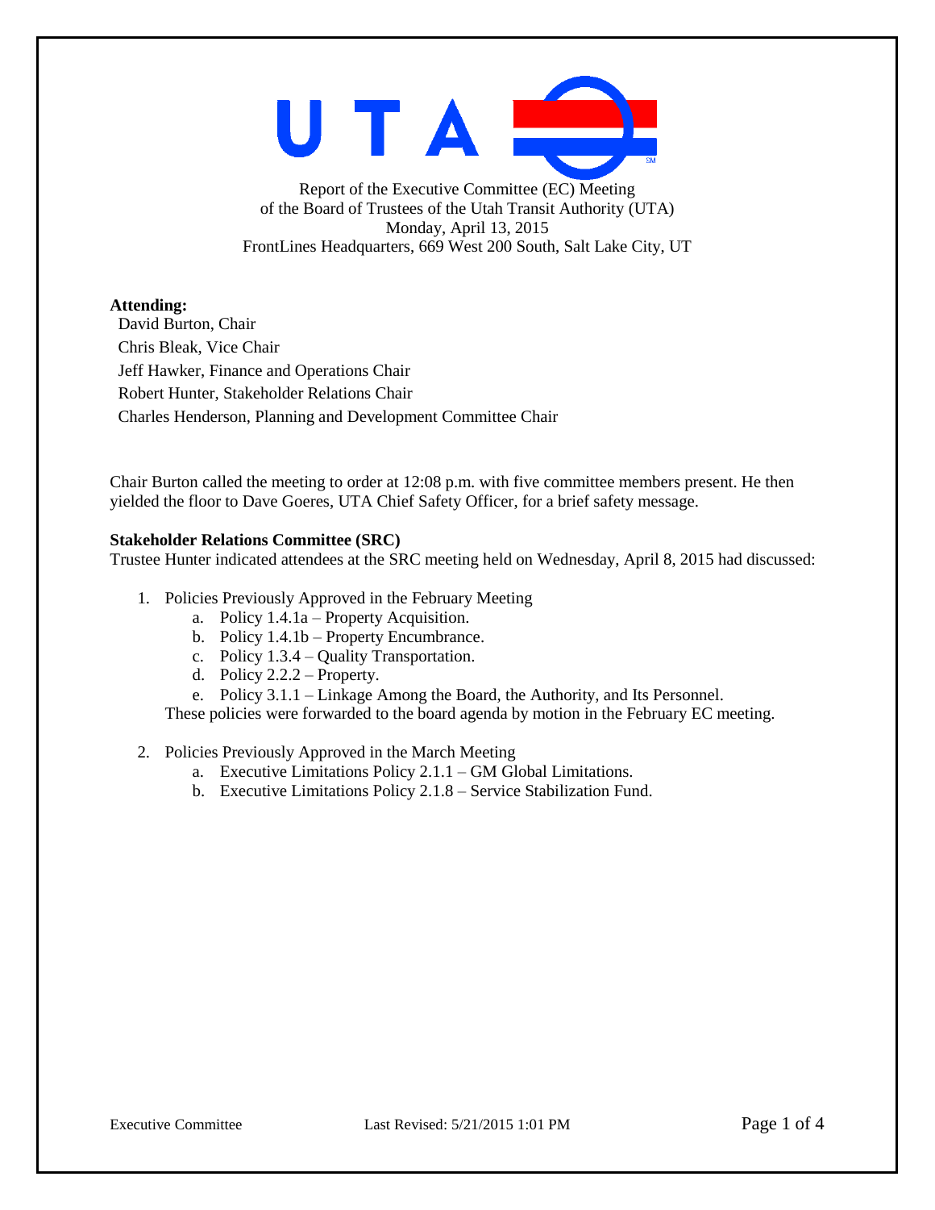Report of the Executive Committee (EC) Meeting
of the Board of Trustees of the Utah Transit Authority (UTA)
Monday, April 13, 2015
FrontLines Headquarters, 669 West 200 South, Salt Lake City, UT

**Attending:**

David Burton, Chair
Chris Bleak, Vice Chair
Jeff Hawker, Finance and Operations Chair
Robert Hunter, Stakeholder Relations Chair
Charles Henderson, Planning and Development Committee Chair

Chair Burton called the meeting to order at 12:08 p.m. with five committee members present. He then yielded the floor to Dave Goeres, UTA Chief Safety Officer, for a brief safety message.

**Stakeholder Relations Committee (SRC)**

Trustee Hunter indicated attendees at the SRC meeting held on Wednesday, April 8, 2015 had discussed:

1. Policies Previously Approved in the February Meeting
   a. Policy 1.4.1a – Property Acquisition.
   b. Policy 1.4.1b – Property Encumbrance.
   c. Policy 1.3.4 – Quality Transportation.
   d. Policy 2.2.2 – Property.
   e. Policy 3.1.1 – Linkage Among the Board, the Authority, and Its Personnel.

   These policies were forwarded to the board agenda by motion in the February EC meeting.

2. Policies Previously Approved in the March Meeting
   a. Executive Limitations Policy 2.1.1 – GM Global Limitations.
   b. Executive Limitations Policy 2.1.8 – Service Stabilization Fund.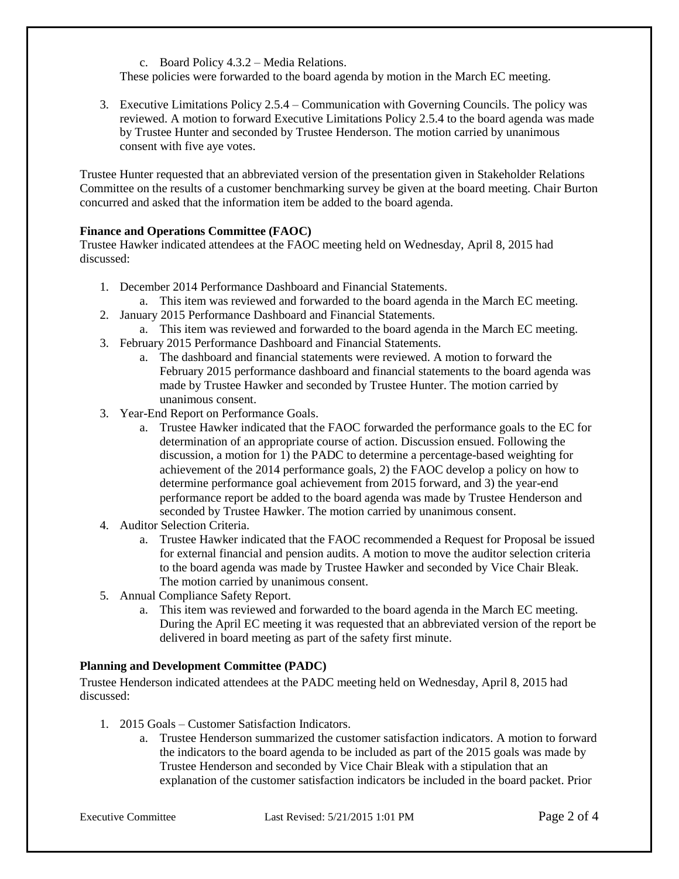c. Board Policy 4.3.2 – Media Relations.

These policies were forwarded to the board agenda by motion in the March EC meeting.

3. Executive Limitations Policy 2.5.4 – Communication with Governing Councils. The policy was reviewed. A motion to forward Executive Limitations Policy 2.5.4 to the board agenda was made by Trustee Hunter and seconded by Trustee Henderson. The motion carried by unanimous consent with five aye votes.

Trustee Hunter requested that an abbreviated version of the presentation given in Stakeholder Relations Committee on the results of a customer benchmarking survey be given at the board meeting. Chair Burton concurred and asked that the information item be added to the board agenda.

**Finance and Operations Committee (FAOC)**

Trustee Hawker indicated attendees at the FAOC meeting held on Wednesday, April 8, 2015 had discussed:

1. December 2014 Performance Dashboard and Financial Statements.
   a. This item was reviewed and forwarded to the board agenda in the March EC meeting.
2. January 2015 Performance Dashboard and Financial Statements.
   a. This item was reviewed and forwarded to the board agenda in the March EC meeting.
3. February 2015 Performance Dashboard and Financial Statements.
   a. The dashboard and financial statements were reviewed. A motion to forward the February 2015 performance dashboard and financial statements to the board agenda was made by Trustee Hawker and seconded by Trustee Hunter. The motion carried by unanimous consent.
3. Year-End Report on Performance Goals.
   a. Trustee Hawker indicated that the FAOC forwarded the performance goals to the EC for determination of an appropriate course of action. Discussion ensued. Following the discussion, a motion for 1) the PADC to determine a percentage-based weighting for achievement of the 2014 performance goals, 2) the FAOC develop a policy on how to determine performance goal achievement from 2015 forward, and 3) the year-end performance report be added to the board agenda was made by Trustee Henderson and seconded by Trustee Hawker. The motion carried by unanimous consent.
4. Auditor Selection Criteria.
   a. Trustee Hawker indicated that the FAOC recommended a Request for Proposal be issued for external financial and pension audits. A motion to move the auditor selection criteria to the board agenda was made by Trustee Hawker and seconded by Vice Chair Bleak. The motion carried by unanimous consent.
5. Annual Compliance Safety Report.
   a. This item was reviewed and forwarded to the board agenda in the March EC meeting. During the April EC meeting it was requested that an abbreviated version of the report be delivered in board meeting as part of the safety first minute.

**Planning and Development Committee (PADC)**

Trustee Henderson indicated attendees at the PADC meeting held on Wednesday, April 8, 2015 had discussed:

1. 2015 Goals – Customer Satisfaction Indicators.
   a. Trustee Henderson summarized the customer satisfaction indicators. A motion to forward the indicators to the board agenda to be included as part of the 2015 goals was made by Trustee Henderson and seconded by Vice Chair Bleak with a stipulation that an explanation of the customer satisfaction indicators be included in the board packet. Prior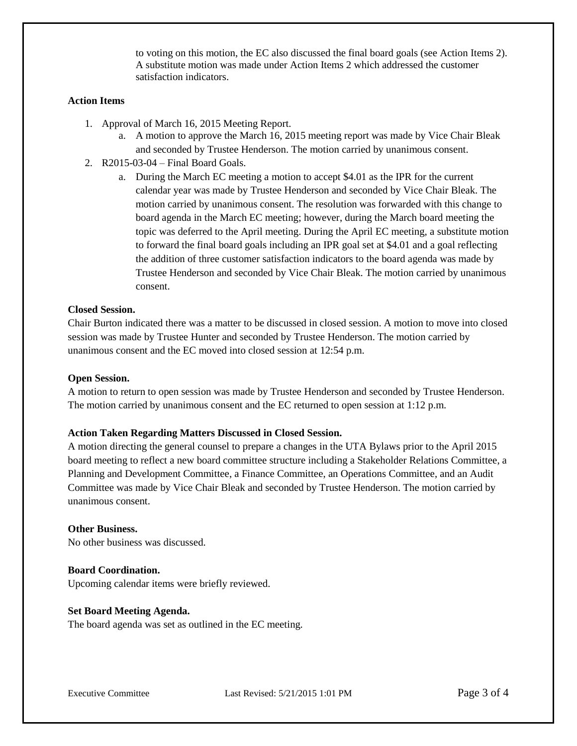to voting on this motion, the EC also discussed the final board goals (see Action Items 2). A substitute motion was made under Action Items 2 which addressed the customer satisfaction indicators.

**Action Items**

1. Approval of March 16, 2015 Meeting Report.
   a. A motion to approve the March 16, 2015 meeting report was made by Vice Chair Bleak and seconded by Trustee Henderson. The motion carried by unanimous consent.
2. R2015-03-04 – Final Board Goals.
   a. During the March EC meeting a motion to accept $4.01 as the IPR for the current calendar year was made by Trustee Henderson and seconded by Vice Chair Bleak. The motion carried by unanimous consent. The resolution was forwarded with this change to board agenda in the March EC meeting; however, during the March board meeting the topic was deferred to the April meeting. During the April EC meeting, a substitute motion to forward the final board goals including an IPR goal set at $4.01 and a goal reflecting the addition of three customer satisfaction indicators to the board agenda was made by Trustee Henderson and seconded by Vice Chair Bleak. The motion carried by unanimous consent.

**Closed Session.**

Chair Burton indicated there was a matter to be discussed in closed session. A motion to move into closed session was made by Trustee Hunter and seconded by Trustee Henderson. The motion carried by unanimous consent and the EC moved into closed session at 12:54 p.m.

**Open Session.**

A motion to return to open session was made by Trustee Henderson and seconded by Trustee Henderson. The motion carried by unanimous consent and the EC returned to open session at 1:12 p.m.

**Action Taken Regarding Matters Discussed in Closed Session.**

A motion directing the general counsel to prepare a changes in the UTA Bylaws prior to the April 2015 board meeting to reflect a new board committee structure including a Stakeholder Relations Committee, a Planning and Development Committee, a Finance Committee, an Operations Committee, and an Audit Committee was made by Vice Chair Bleak and seconded by Trustee Henderson. The motion carried by unanimous consent.

**Other Business.**

No other business was discussed.

**Board Coordination.**

Upcoming calendar items were briefly reviewed.

**Set Board Meeting Agenda.**

The board agenda was set as outlined in the EC meeting.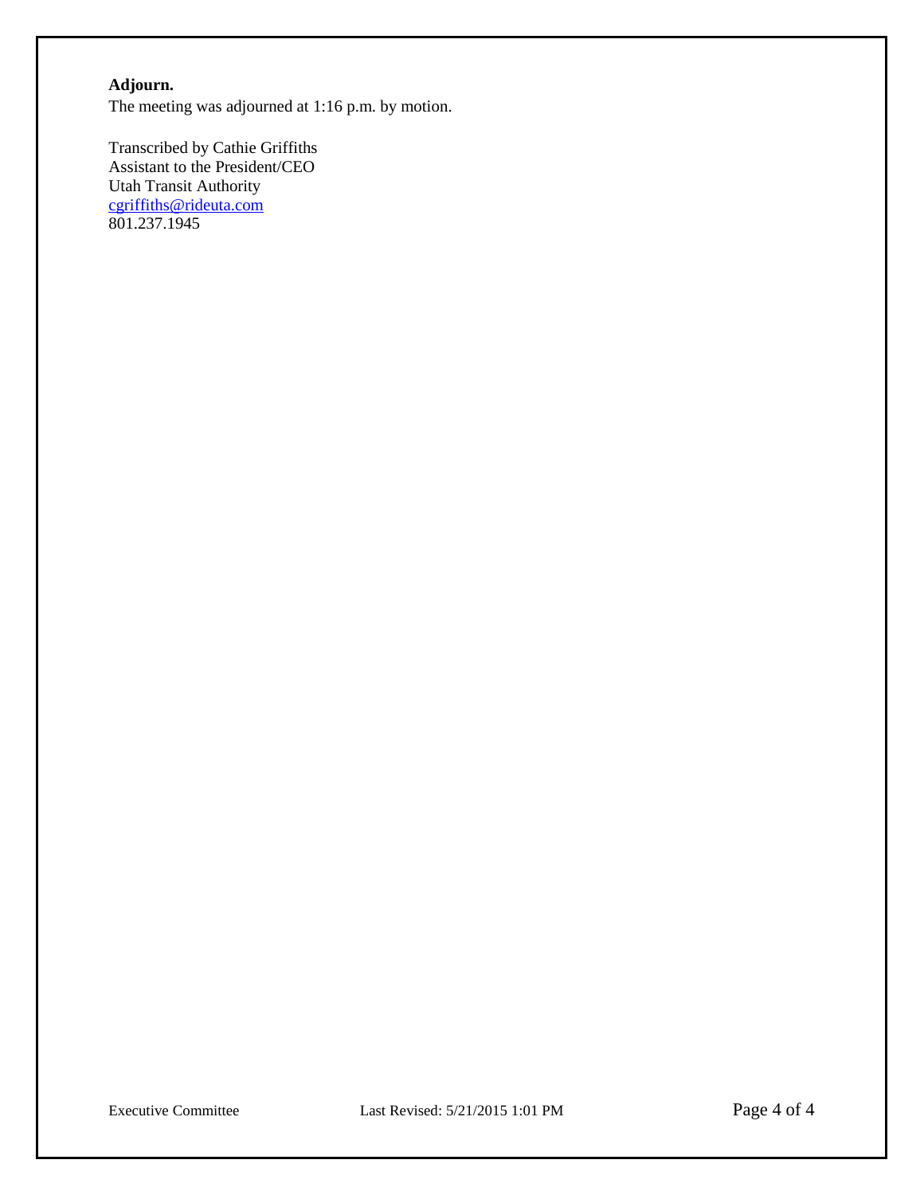**Adjourn.**
The meeting was adjourned at 1:16 p.m. by motion.

Transcribed by Cathie Griffiths
Assistant to the President/CEO
Utah Transit Authority
cgriffiths@rideuta.com
801.237.1945